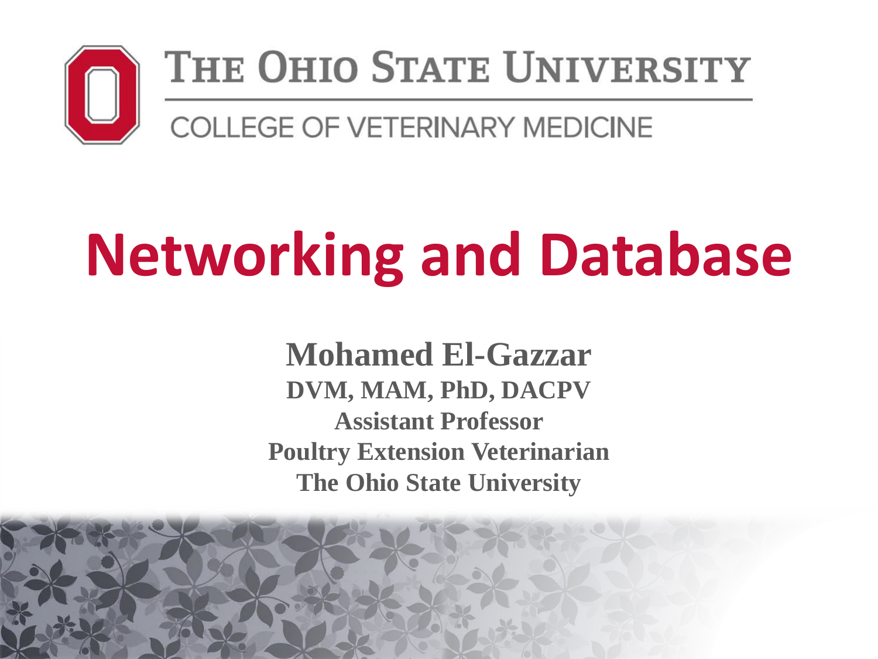THE OHIO STATE UNIVERSITY

COLLEGE OF VETERINARY MEDICINE

# Networking and Database

**Mohamed El-Gazzar**

**DVM, MAM, PhD, DACPV**

**Assistant Professor**

**Poultry Extension Veterinarian**

**The Ohio State University**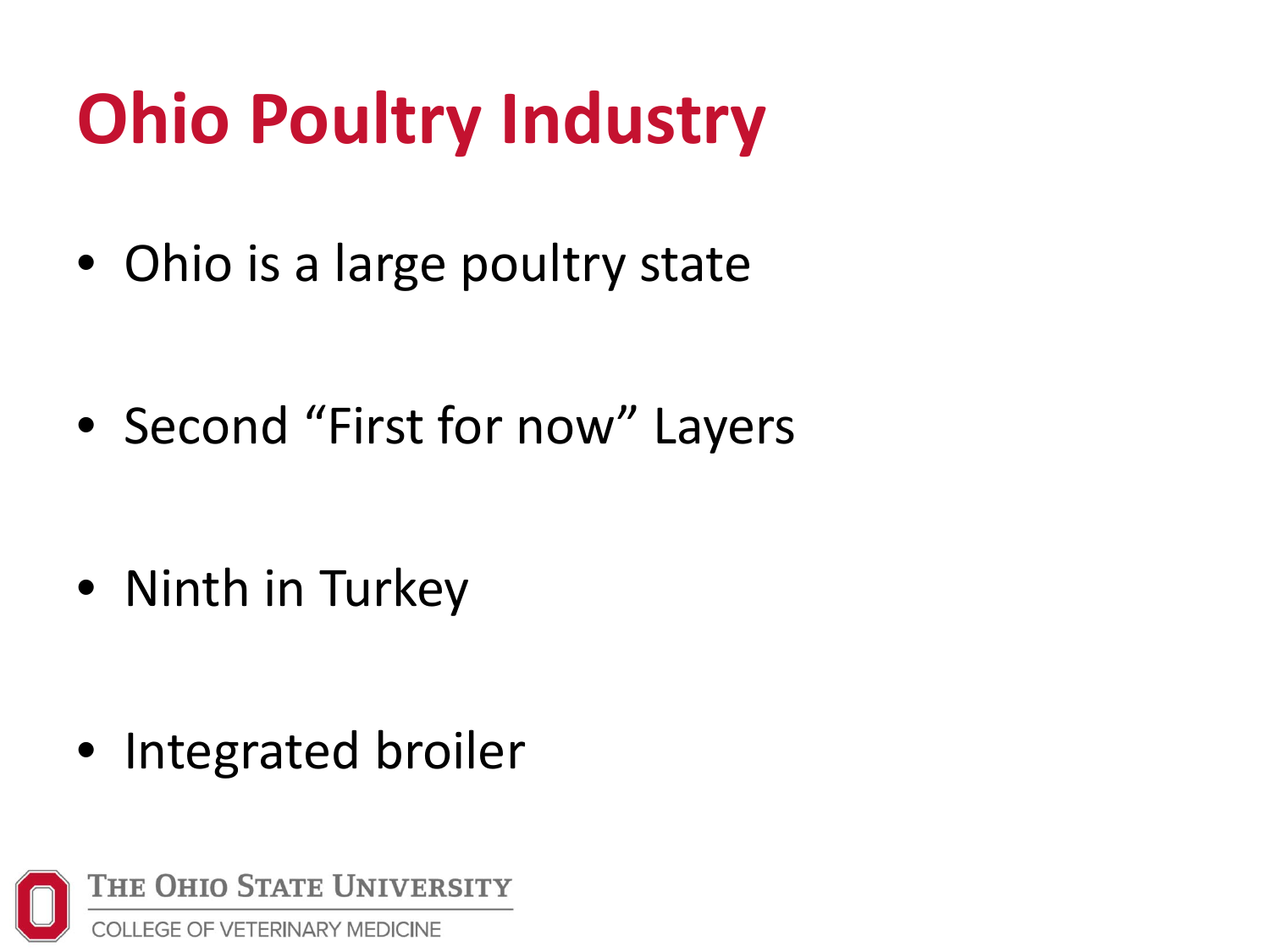# Ohio Poultry Industry

- Ohio is a large poultry state
- Second “First for now” Layers
- Ninth in Turkey
- Integrated broiler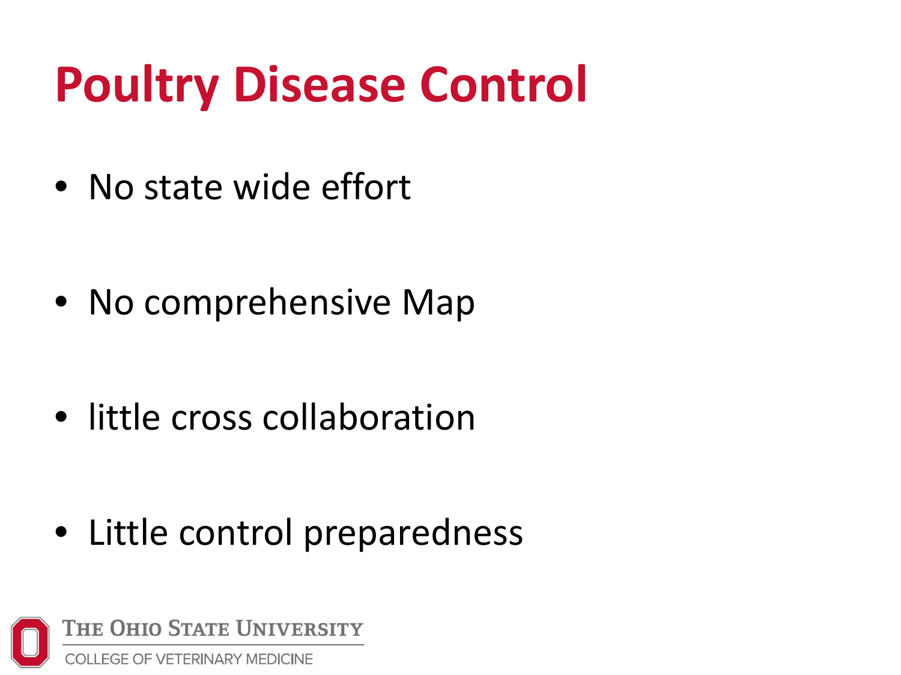# Poultry Disease Control

- No state wide effort
- No comprehensive Map
- little cross collaboration
- Little control preparedness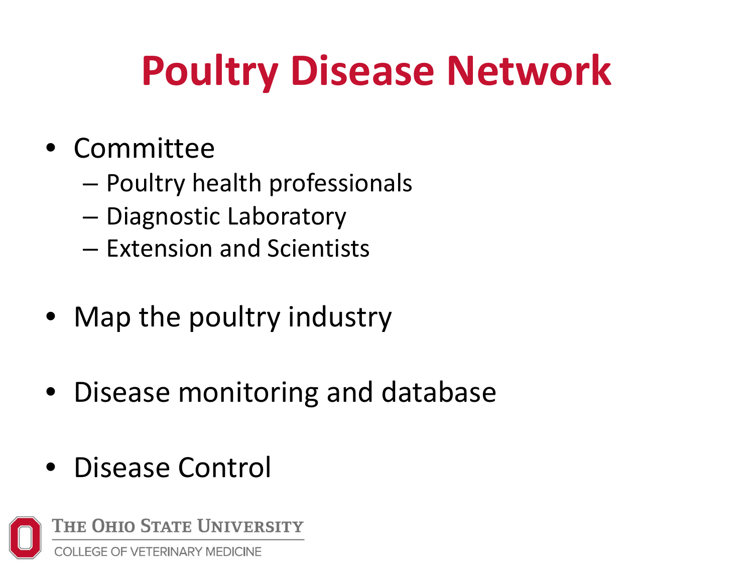# Poultry Disease Network

- Committee
  - Poultry health professionals
  - Diagnostic Laboratory
  - Extension and Scientists
- Map the poultry industry
- Disease monitoring and database
- Disease Control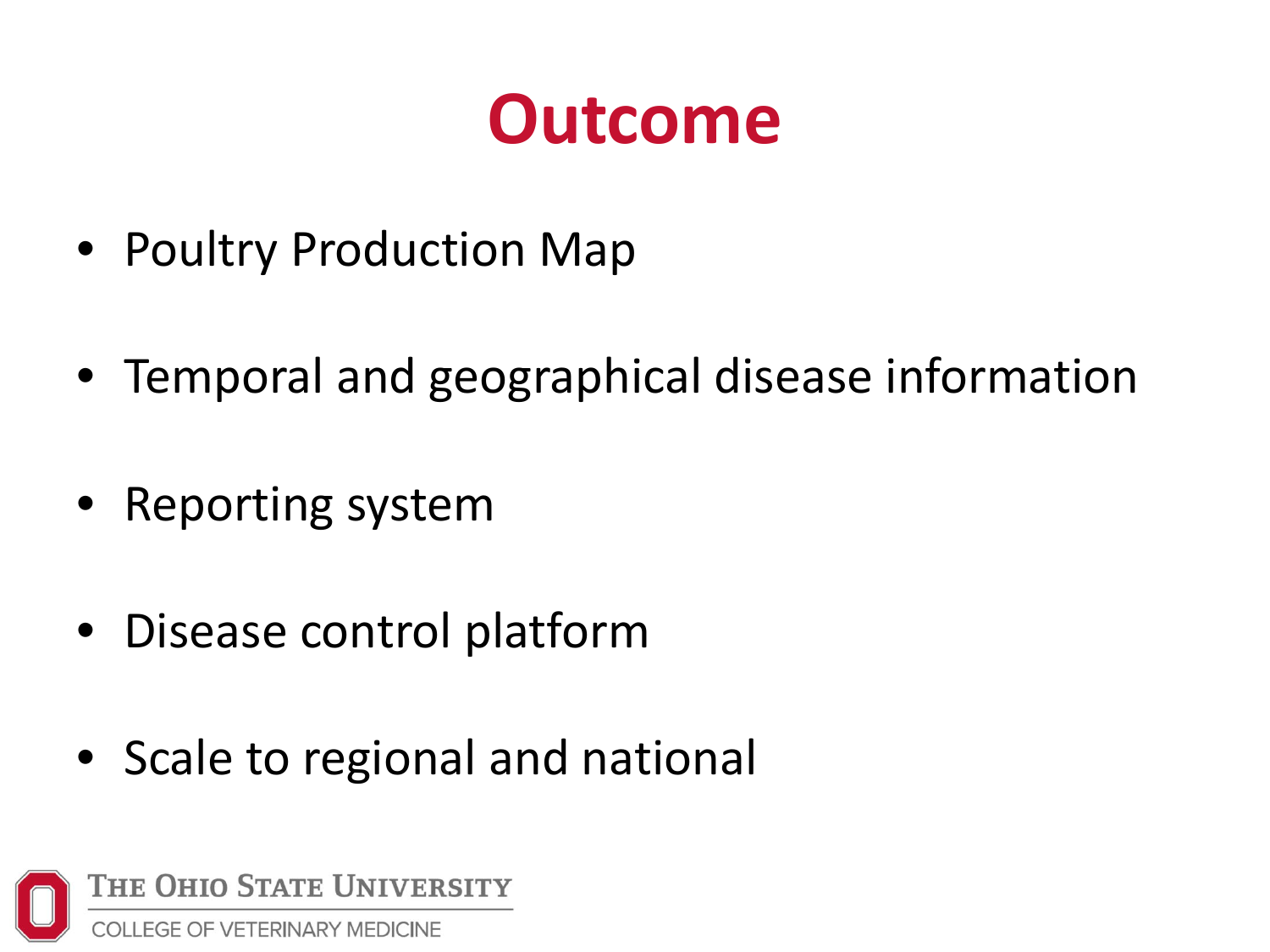# Outcome

- Poultry Production Map
- Temporal and geographical disease information
- Reporting system
- Disease control platform
- Scale to regional and national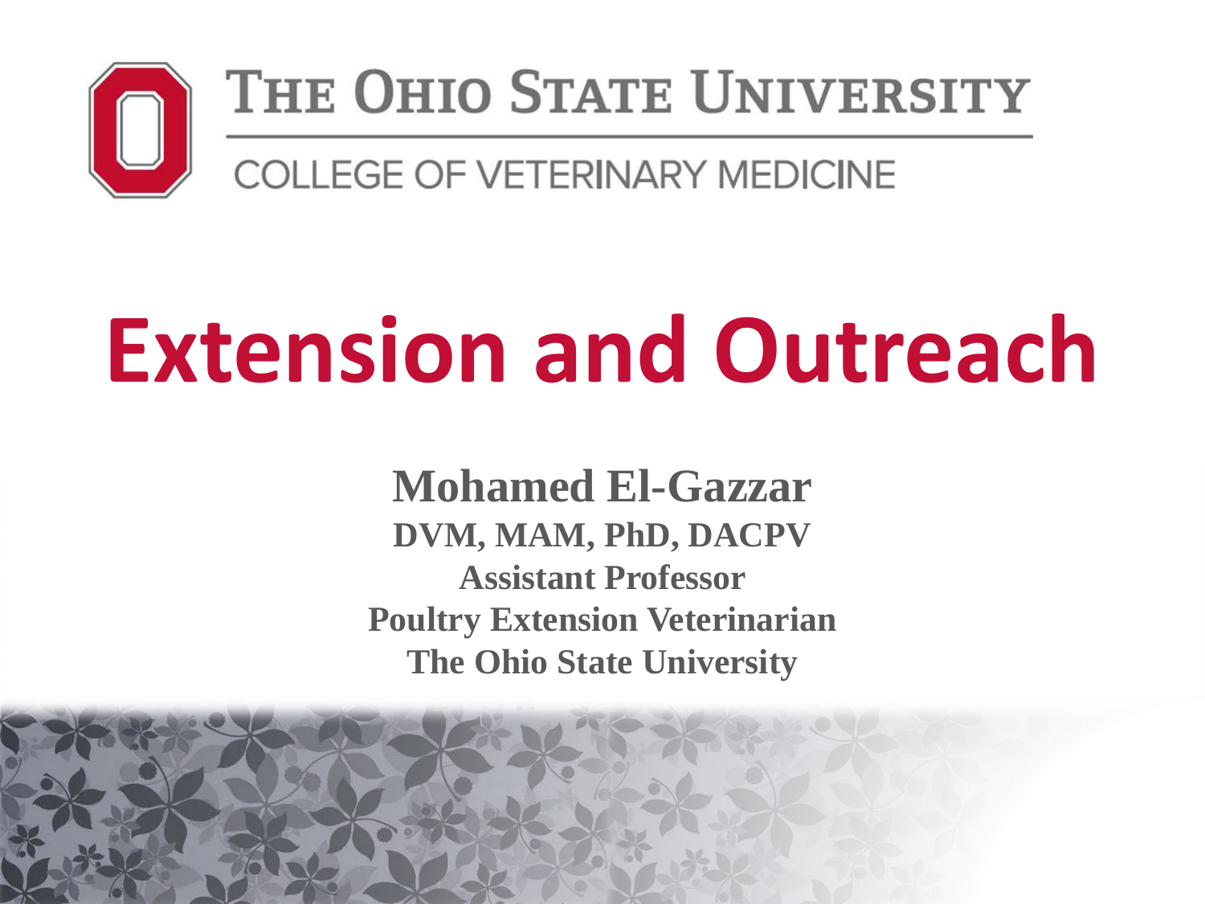THE OHIO STATE UNIVERSITY

COLLEGE OF VETERINARY MEDICINE

# Extension and Outreach

**Mohamed El-Gazzar**

**DVM, MAM, PhD, DACPV**

**Assistant Professor**

**Poultry Extension Veterinarian**

**The Ohio State University**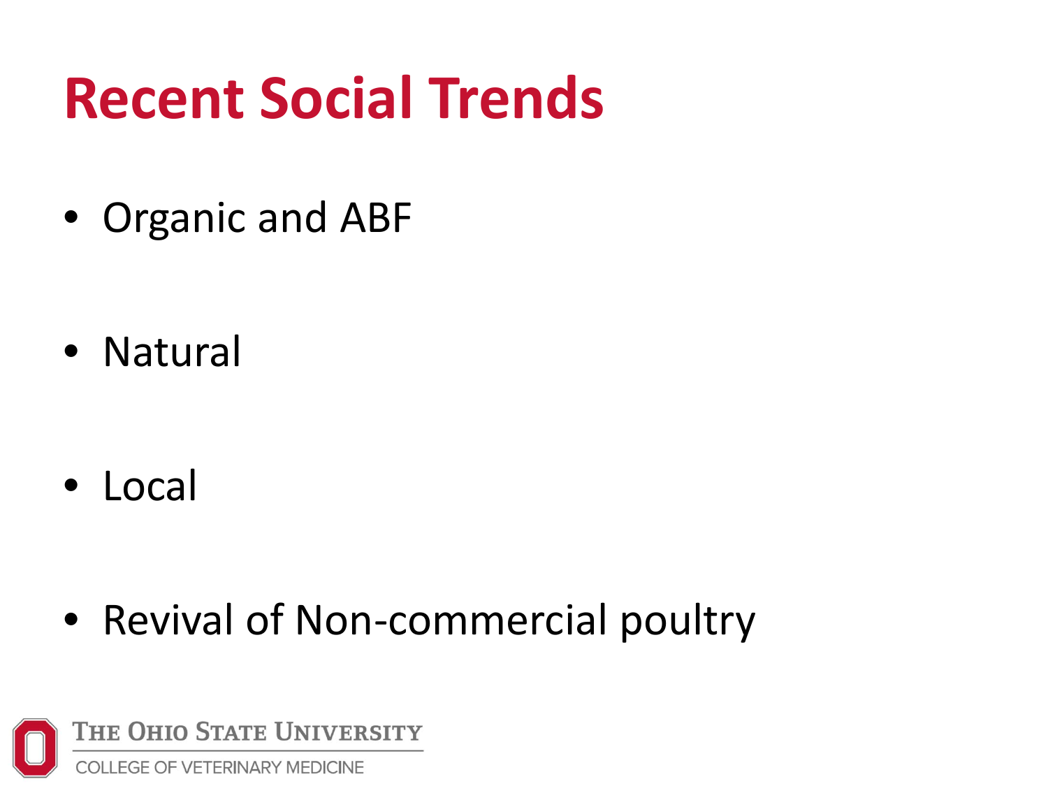# Recent Social Trends

- Organic and ABF
- Natural
- Local
- Revival of Non-commercial poultry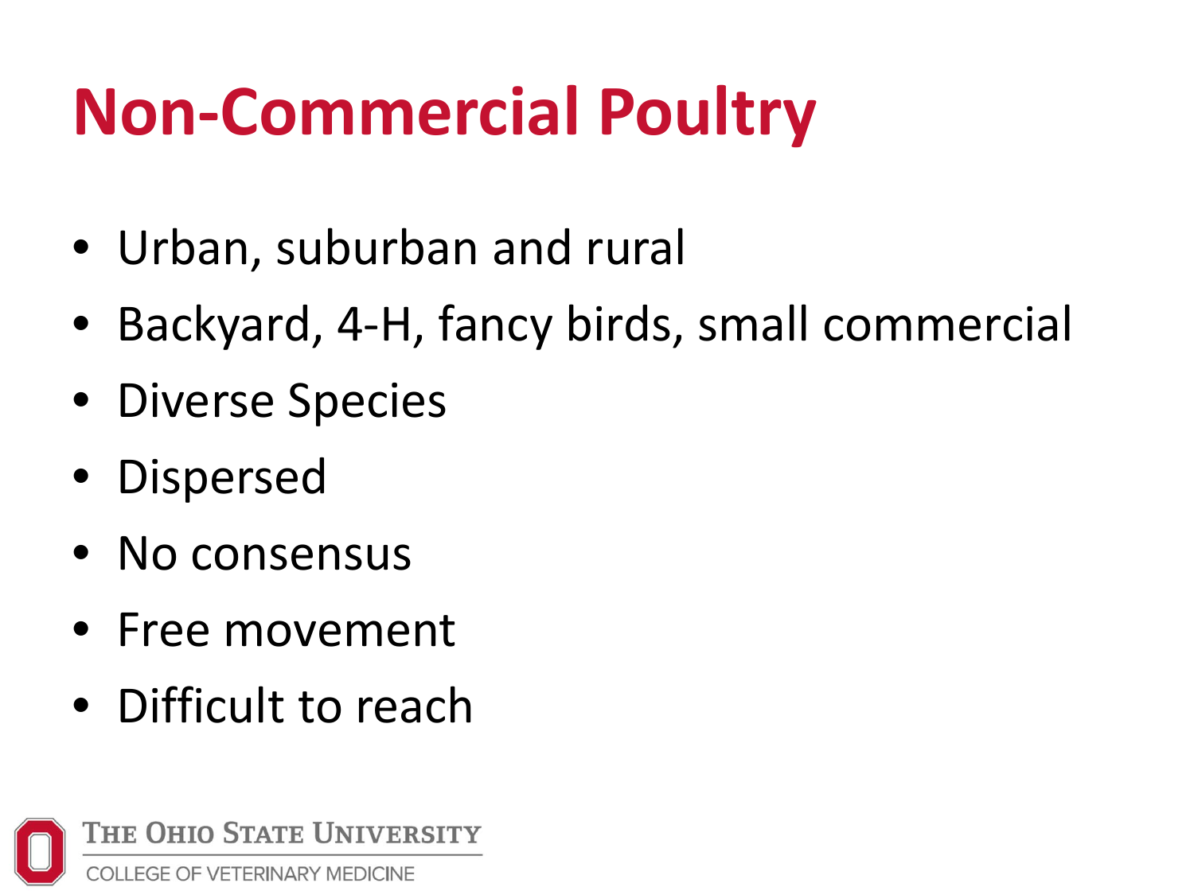# Non-Commercial Poultry

- Urban, suburban and rural
- Backyard, 4-H, fancy birds, small commercial
- Diverse Species
- Dispersed
- No consensus
- Free movement
- Difficult to reach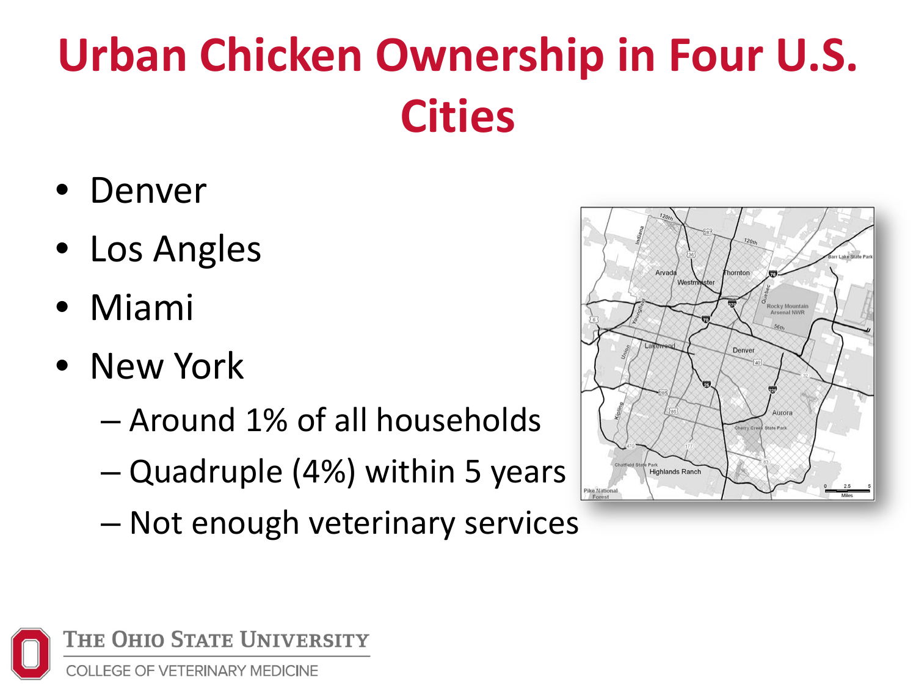# Urban Chicken Ownership in Four U.S. Cities

- Denver
- Los Angles
- Miami
- New York
  - Around 1% of all households
  - Quadruple (4%) within 5 years
  - Not enough veterinary services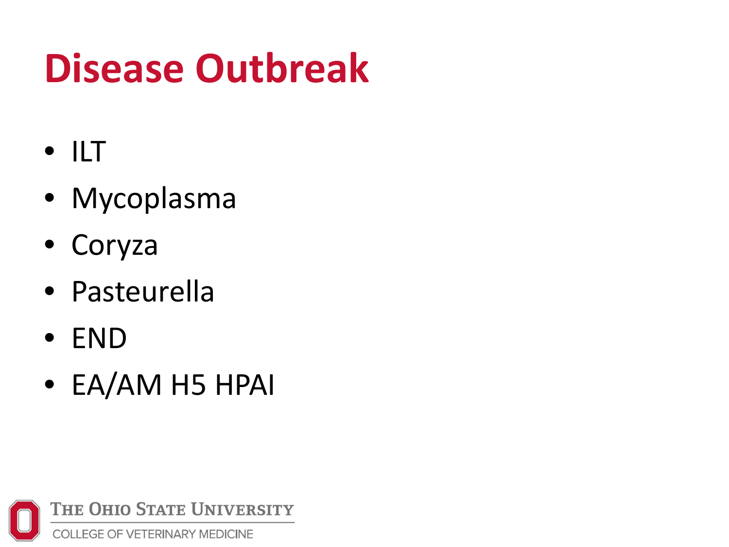# Disease Outbreak

- ILT
- Mycoplasma
- Coryza
- Pasteurella
- END
- EA/AM H5 HPAI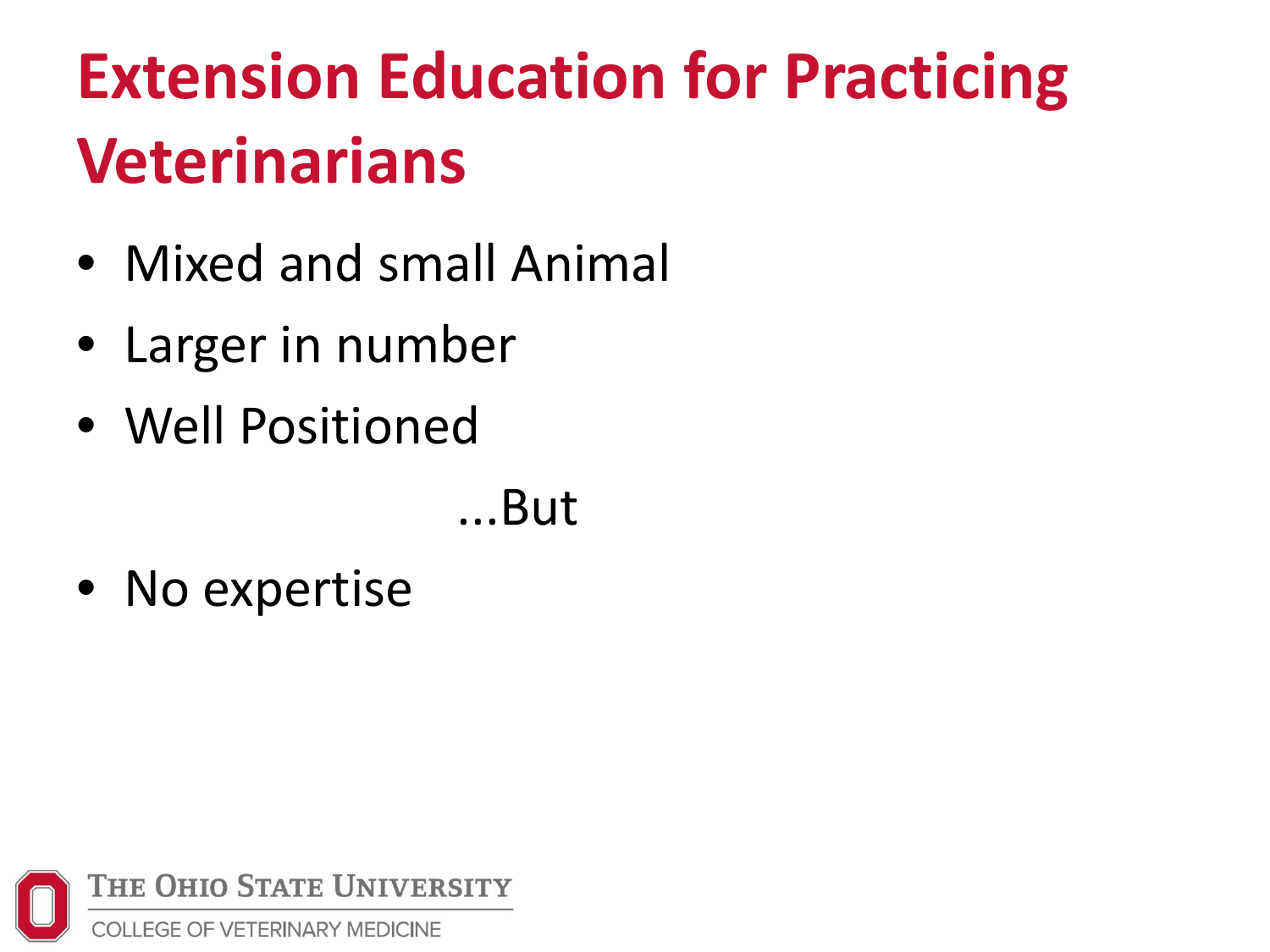# Extension Education for Practicing Veterinarians

- Mixed and small Animal
- Larger in number
- Well Positioned

...But

- No expertise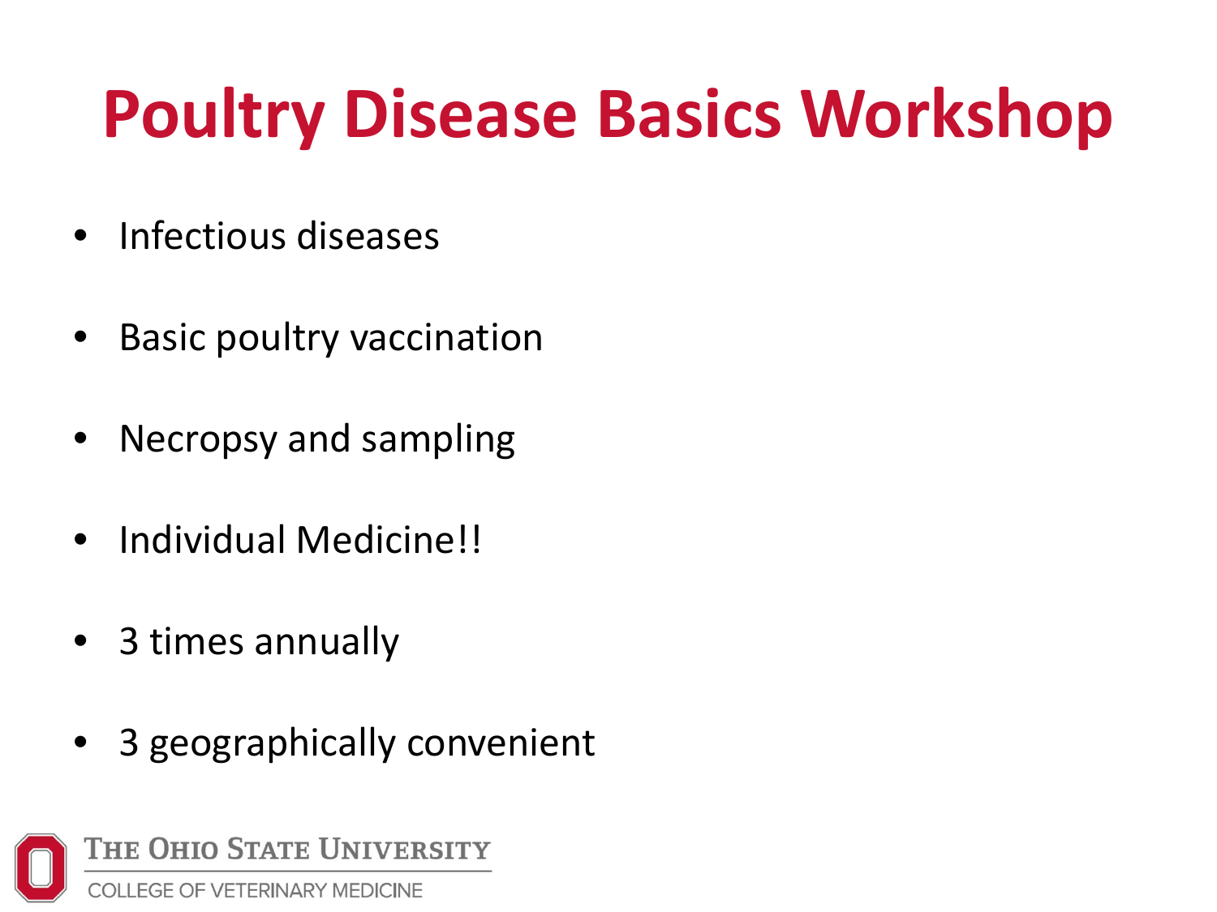# Poultry Disease Basics Workshop

- Infectious diseases
- Basic poultry vaccination
- Necropsy and sampling
- Individual Medicine!!
- 3 times annually
- 3 geographically convenient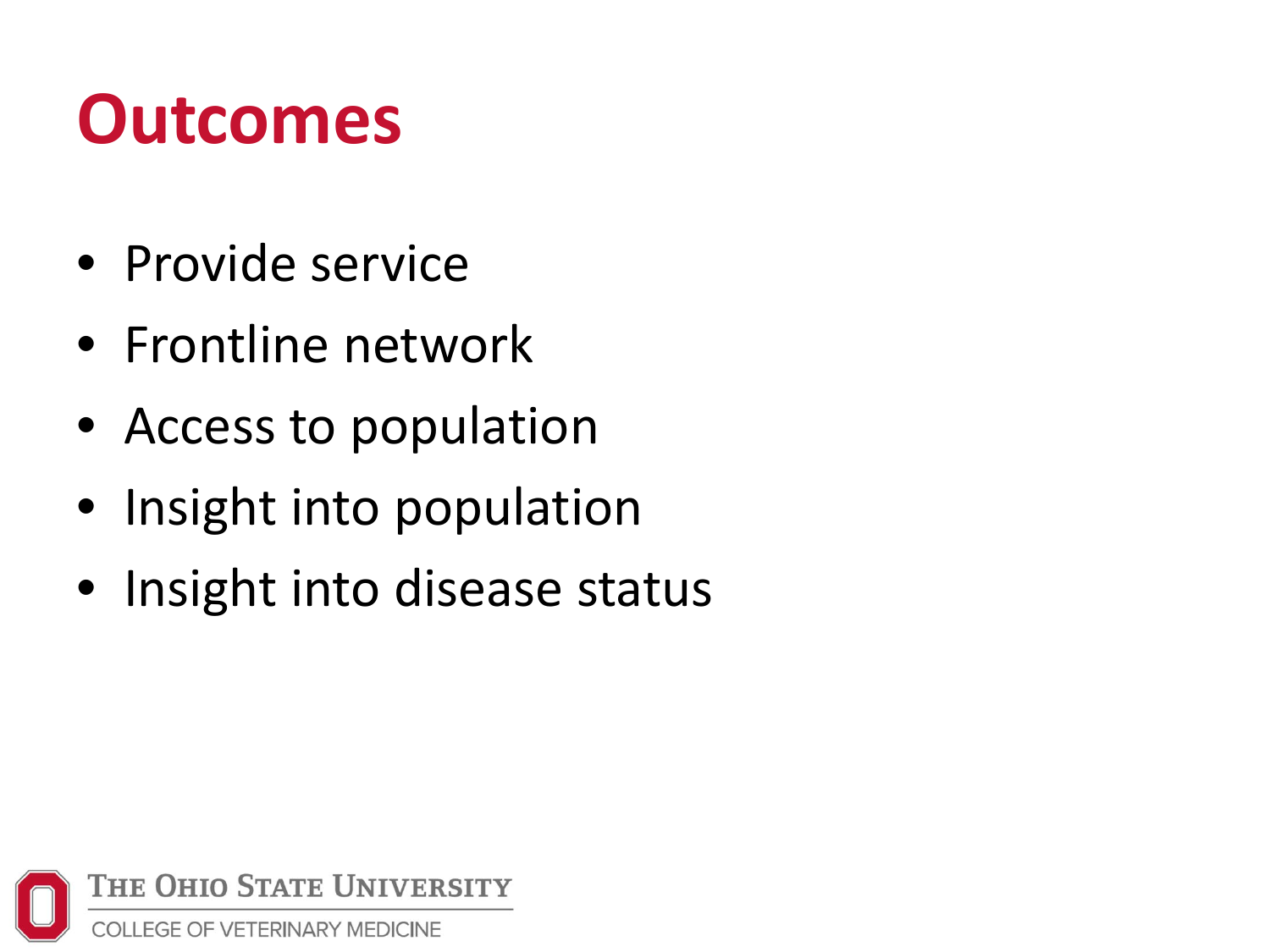# Outcomes

- Provide service
- Frontline network
- Access to population
- Insight into population
- Insight into disease status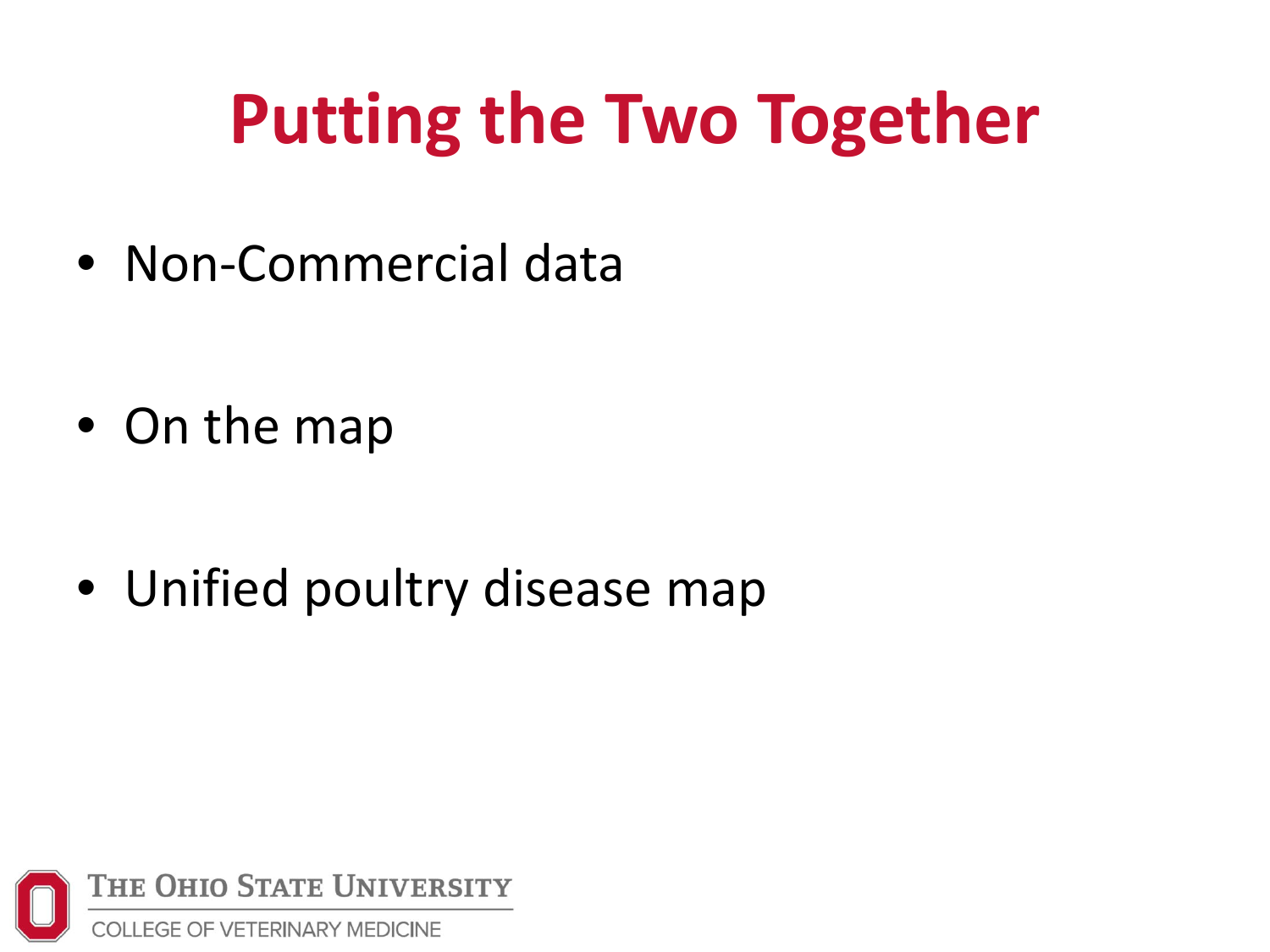# Putting the Two Together

- Non-Commercial data
- On the map
- Unified poultry disease map